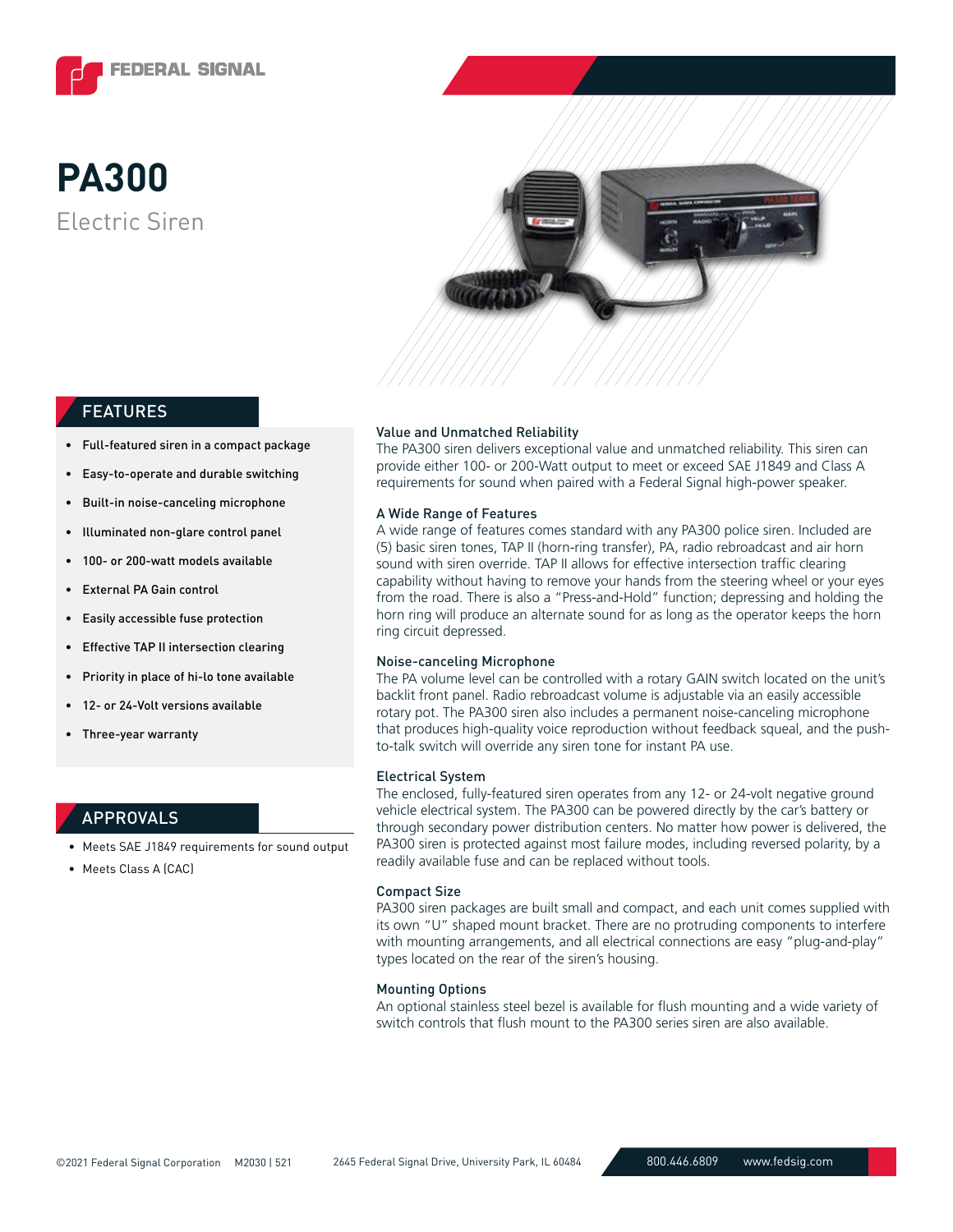# PA300

Electric Siren

## FEATURES

- Full-featured siren in a compact package
- Easy-to-operate and durable switching
- Built-in noise-canceling microphone
- Illuminated non-glare control panel
- 100- or 200-watt models available
- External PA Gain control
- Easily accessible fuse protection
- Effective TAP II intersection clearing
- Priority in place of hi-lo tone available
- 12- or 24-Volt versions available
- Three-year warranty

## APPROVALS

- Meets SAE J1849 requirements for sound output
- Meets Class A (CAC)

### Value and Unmatched Reliability

The PA300 siren delivers exceptional value and unmatched reliability. This siren can provide either 100- or 200-Watt output to meet or exceed SAE J1849 and Class A requirements for sound when paired with a Federal Signal high-power speaker.

### A Wide Range of Features

A wide range of features comes standard with any PA300 police siren. Included are (5) basic siren tones, TAP II (horn-ring transfer), PA, radio rebroadcast and air horn sound with siren override. TAP II allows for effective intersection traffic clearing capability without having to remove your hands from the steering wheel or your eyes from the road. There is also a "Press-and-Hold" function; depressing and holding the horn ring will produce an alternate sound for as long as the operator keeps the horn ring circuit depressed.

### Noise-canceling Microphone

The PA volume level can be controlled with a rotary GAIN switch located on the unit's backlit front panel. Radio rebroadcast volume is adjustable via an easily accessible rotary pot. The PA300 siren also includes a permanent noise-canceling microphone that produces high-quality voice reproduction without feedback squeal, and the push-to-talk switch will override any siren tone for instant PA use.

### Electrical System

The enclosed, fully-featured siren operates from any 12- or 24-volt negative ground vehicle electrical system. The PA300 can be powered directly by the car's battery or through secondary power distribution centers. No matter how power is delivered, the PA300 siren is protected against most failure modes, including reversed polarity, by a readily available fuse and can be replaced without tools.

### Compact Size

PA300 siren packages are built small and compact, and each unit comes supplied with its own "U" shaped mount bracket. There are no protruding components to interfere with mounting arrangements, and all electrical connections are easy "plug-and-play" types located on the rear of the siren's housing.

### Mounting Options

An optional stainless steel bezel is available for flush mounting and a wide variety of switch controls that flush mount to the PA300 series siren are also available.

©2021 Federal Signal Corporation M2030 | 521 2645 Federal Signal Drive, University Park, IL 60484 800.446.6809 www.fedsig.com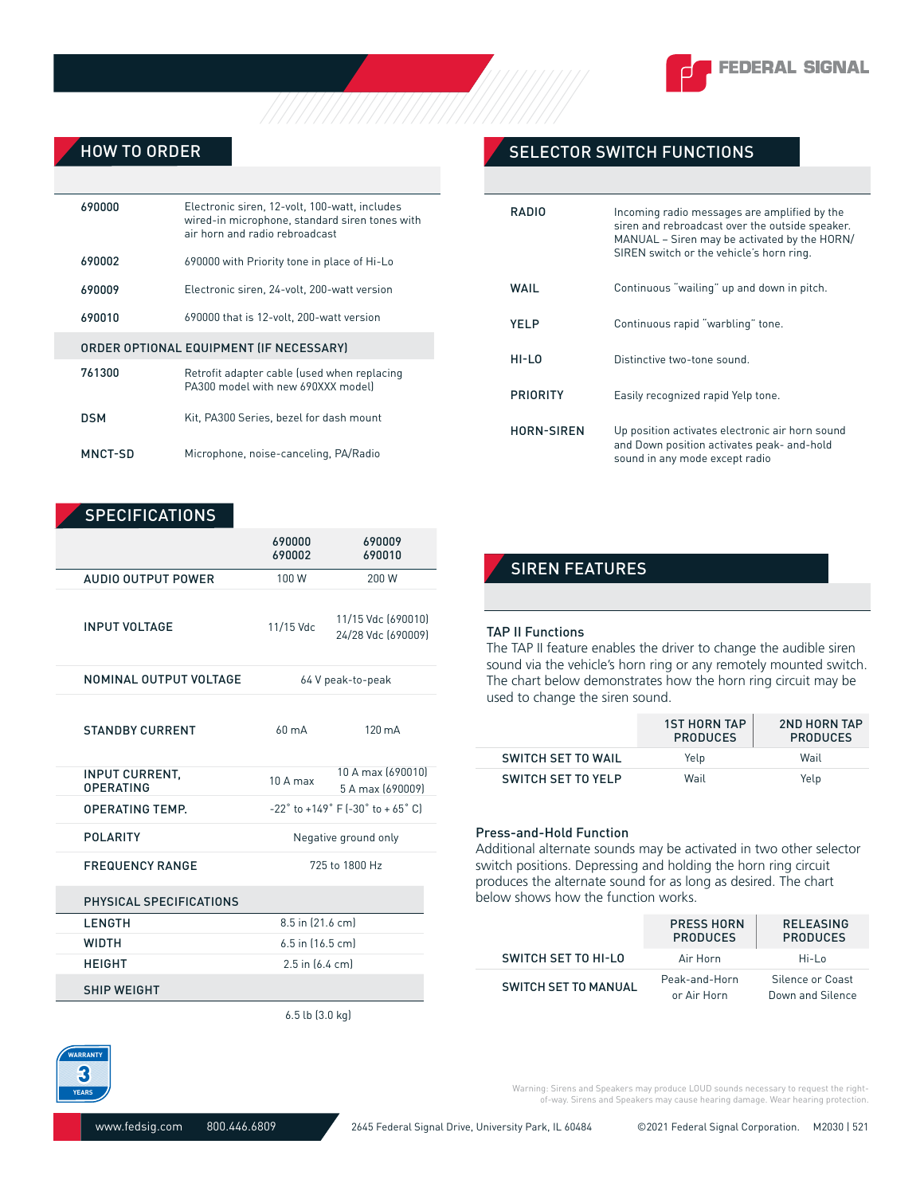## HOW TO ORDER

| | |
|---|---|
| 690000 | Electronic siren, 12-volt, 100-watt, includes wired-in microphone, standard siren tones with air horn and radio rebroadcast |
| 690002 | 690000 with Priority tone in place of Hi-Lo |
| 690009 | Electronic siren, 24-volt, 200-watt version |
| 690010 | 690000 that is 12-volt, 200-watt version |
| **ORDER OPTIONAL EQUIPMENT (IF NECESSARY)** | |
| 761300 | Retrofit adapter cable (used when replacing PA300 model with new 690XXX model) |
| DSM | Kit, PA300 Series, bezel for dash mount |
| MNCT-SD | Microphone, noise-canceling, PA/Radio |

## SPECIFICATIONS

| | 690000 690002 | 690009 690010 |
|---|---|---|
| AUDIO OUTPUT POWER | 100 W | 200 W |
| INPUT VOLTAGE | 11/15 Vdc | 11/15 Vdc (690010) 24/28 Vdc (690009) |
| NOMINAL OUTPUT VOLTAGE | 64 V peak-to-peak | |
| STANDBY CURRENT | 60 mA | 120 mA |
| INPUT CURRENT, OPERATING | 10 A max | 10 A max (690010) 5 A max (690009) |
| OPERATING TEMP. | -22° to +149° F (-30° to + 65° C) | |
| POLARITY | Negative ground only | |
| FREQUENCY RANGE | 725 to 1800 Hz | |

| PHYSICAL SPECIFICATIONS | |
|---|---|
| LENGTH | 8.5 in (21.6 cm) |
| WIDTH | 6.5 in (16.5 cm) |
| HEIGHT | 2.5 in (6.4 cm) |
| SHIP WEIGHT | 6.5 lb (3.0 kg) |

## SELECTOR SWITCH FUNCTIONS

| | |
|---|---|
| RADIO | Incoming radio messages are amplified by the siren and rebroadcast over the outside speaker. MANUAL – Siren may be activated by the HORN/SIREN switch or the vehicle's horn ring. |
| WAIL | Continuous "wailing" up and down in pitch. |
| YELP | Continuous rapid "warbling" tone. |
| HI-LO | Distinctive two-tone sound. |
| PRIORITY | Easily recognized rapid Yelp tone. |
| HORN-SIREN | Up position activates electronic air horn sound and Down position activates peak- and-hold sound in any mode except radio |

## SIREN FEATURES

### TAP II Functions

The TAP II feature enables the driver to change the audible siren sound via the vehicle's horn ring or any remotely mounted switch. The chart below demonstrates how the horn ring circuit may be used to change the siren sound.

| | 1ST HORN TAP PRODUCES | 2ND HORN TAP PRODUCES |
|---|---|---|
| SWITCH SET TO WAIL | Yelp | Wail |
| SWITCH SET TO YELP | Wail | Yelp |

### Press-and-Hold Function

Additional alternate sounds may be activated in two other selector switch positions. Depressing and holding the horn ring circuit produces the alternate sound for as long as desired. The chart below shows how the function works.

| | PRESS HORN PRODUCES | RELEASING PRODUCES |
|---|---|---|
| SWITCH SET TO HI-LO | Air Horn | Hi-Lo |
| SWITCH SET TO MANUAL | Peak-and-Horn or Air Horn | Silence or Coast Down and Silence |

WARRANTY 3 YEARS

Warning: Sirens and Speakers may produce LOUD sounds necessary to request the right-of-way. Sirens and Speakers may cause hearing damage. Wear hearing protection.

www.fedsig.com 800.446.6809 2645 Federal Signal Drive, University Park, IL 60484 ©2021 Federal Signal Corporation. M2030 | 521